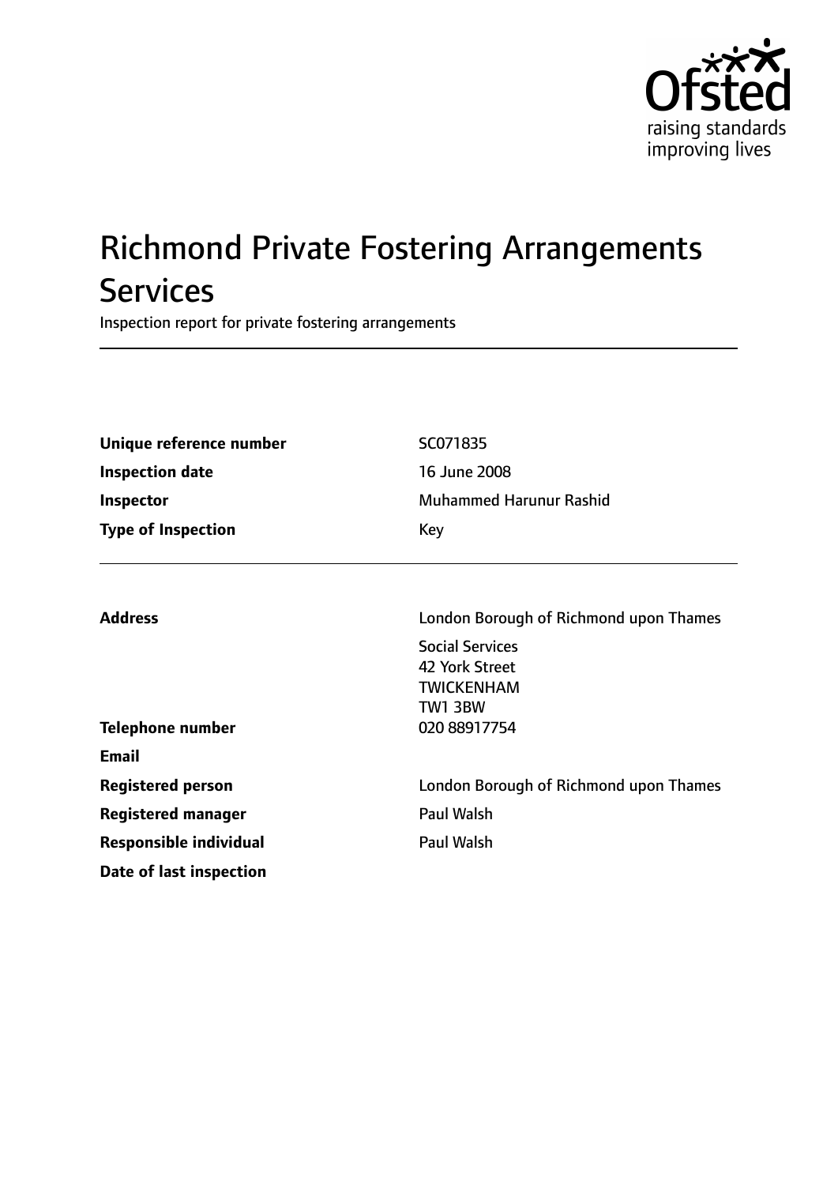Ofsted
raising standards
improving lives

# Richmond Private Fostering Arrangements Services

Inspection report for private fostering arrangements

| | |
|---|---|
| **Unique reference number** | SC071835 |
| **Inspection date** | 16 June 2008 |
| **Inspector** | Muhammed Harunur Rashid |
| **Type of Inspection** | Key |

| | |
|---|---|
| **Address** | London Borough of Richmond upon Thames<br>Social Services<br>42 York Street<br>TWICKENHAM<br>TW1 3BW |
| **Telephone number** | 020 88917754 |
| **Email** | |
| **Registered person** | London Borough of Richmond upon Thames |
| **Registered manager** | Paul Walsh |
| **Responsible individual** | Paul Walsh |
| **Date of last inspection** | |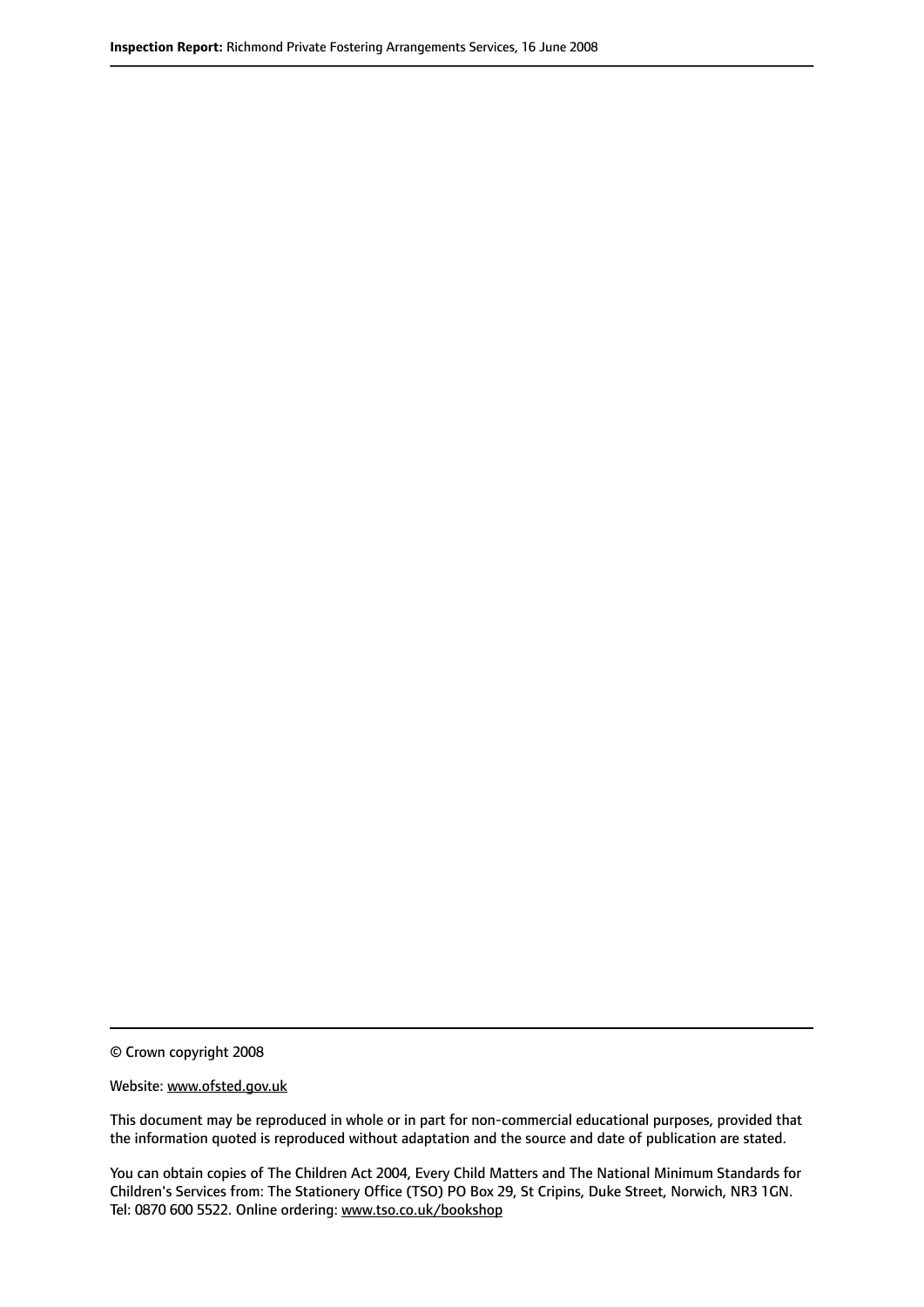© Crown copyright 2008

Website: www.ofsted.gov.uk

This document may be reproduced in whole or in part for non-commercial educational purposes, provided that the information quoted is reproduced without adaptation and the source and date of publication are stated.

You can obtain copies of The Children Act 2004, Every Child Matters and The National Minimum Standards for Children's Services from: The Stationery Office (TSO) PO Box 29, St Cripins, Duke Street, Norwich, NR3 1GN. Tel: 0870 600 5522. Online ordering: www.tso.co.uk/bookshop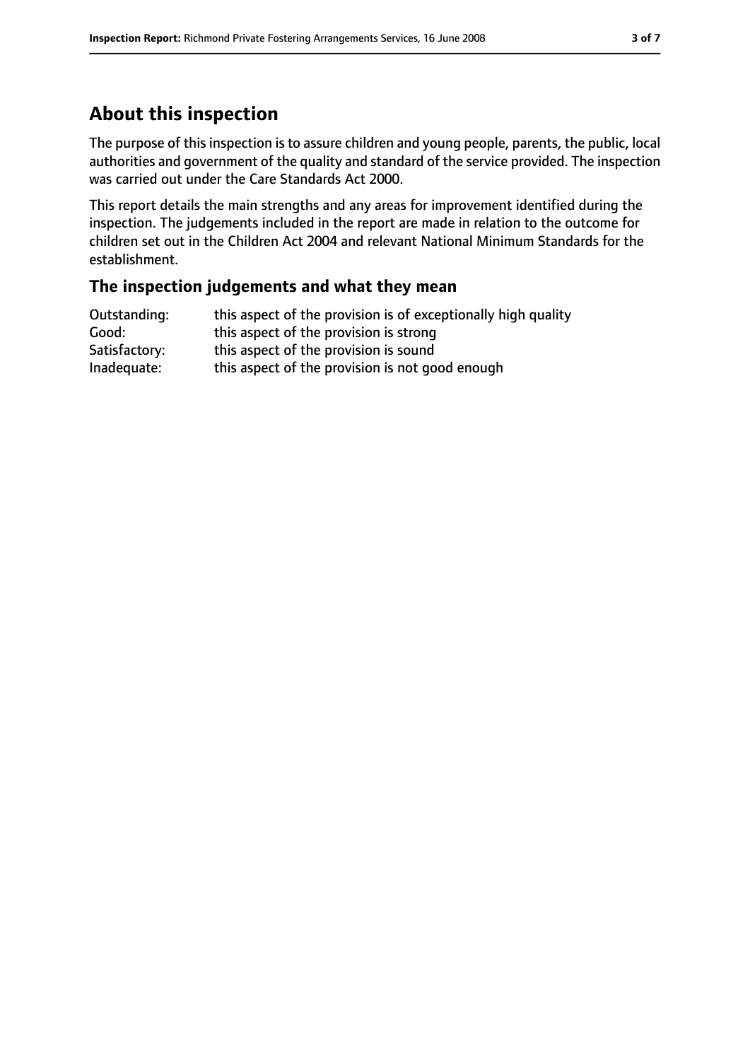## About this inspection

The purpose of this inspection is to assure children and young people, parents, the public, local authorities and government of the quality and standard of the service provided. The inspection was carried out under the Care Standards Act 2000.

This report details the main strengths and any areas for improvement identified during the inspection. The judgements included in the report are made in relation to the outcome for children set out in the Children Act 2004 and relevant National Minimum Standards for the establishment.

### The inspection judgements and what they mean

| | |
|---|---|
| Outstanding: | this aspect of the provision is of exceptionally high quality |
| Good: | this aspect of the provision is strong |
| Satisfactory: | this aspect of the provision is sound |
| Inadequate: | this aspect of the provision is not good enough |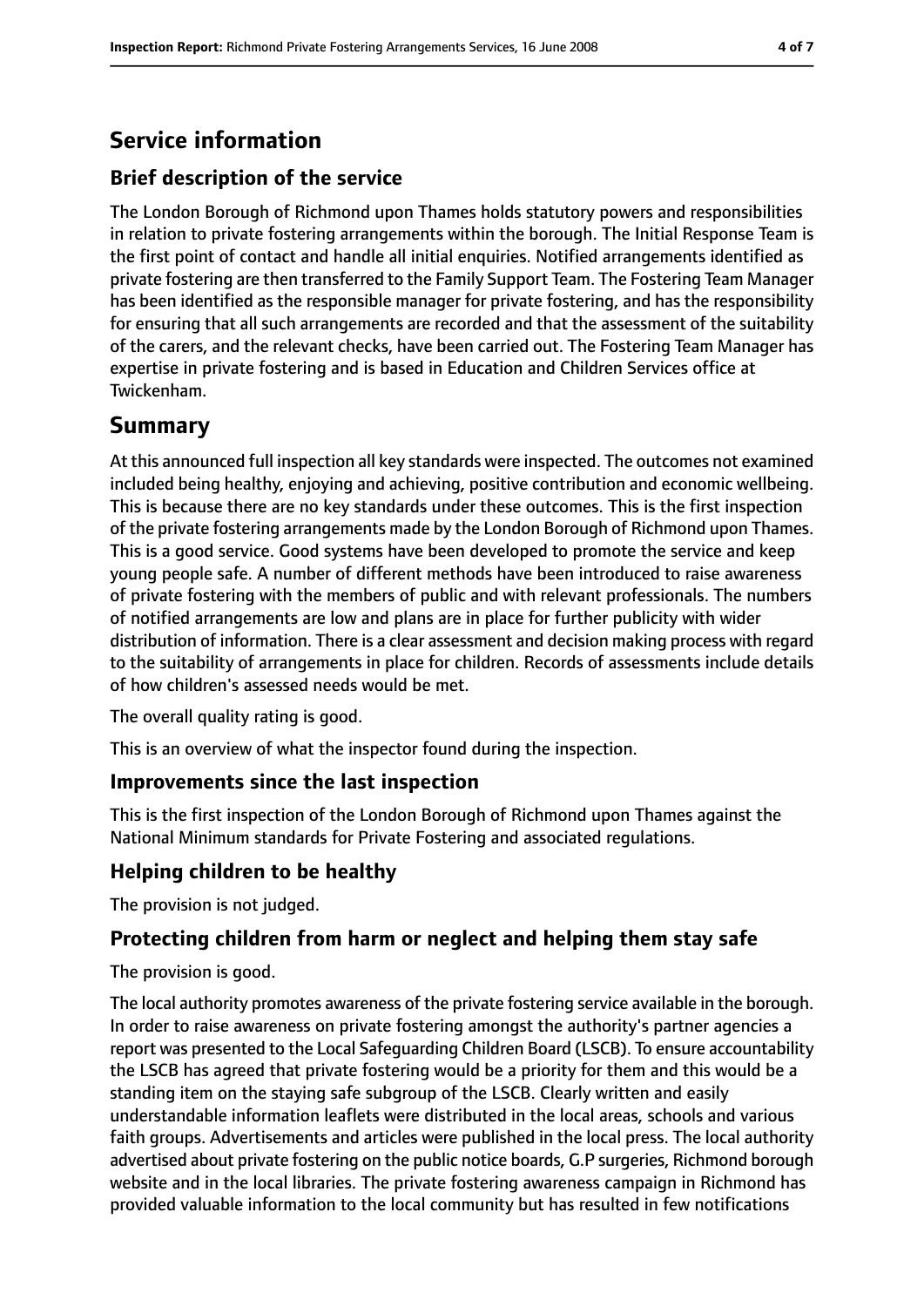## Service information

### Brief description of the service

The London Borough of Richmond upon Thames holds statutory powers and responsibilities in relation to private fostering arrangements within the borough. The Initial Response Team is the first point of contact and handle all initial enquiries. Notified arrangements identified as private fostering are then transferred to the Family Support Team. The Fostering Team Manager has been identified as the responsible manager for private fostering, and has the responsibility for ensuring that all such arrangements are recorded and that the assessment of the suitability of the carers, and the relevant checks, have been carried out. The Fostering Team Manager has expertise in private fostering and is based in Education and Children Services office at Twickenham.

## Summary

At this announced full inspection all key standards were inspected. The outcomes not examined included being healthy, enjoying and achieving, positive contribution and economic wellbeing. This is because there are no key standards under these outcomes. This is the first inspection of the private fostering arrangements made by the London Borough of Richmond upon Thames. This is a good service. Good systems have been developed to promote the service and keep young people safe. A number of different methods have been introduced to raise awareness of private fostering with the members of public and with relevant professionals. The numbers of notified arrangements are low and plans are in place for further publicity with wider distribution of information. There is a clear assessment and decision making process with regard to the suitability of arrangements in place for children. Records of assessments include details of how children's assessed needs would be met.

The overall quality rating is good.

This is an overview of what the inspector found during the inspection.

### Improvements since the last inspection

This is the first inspection of the London Borough of Richmond upon Thames against the National Minimum standards for Private Fostering and associated regulations.

### Helping children to be healthy

The provision is not judged.

### Protecting children from harm or neglect and helping them stay safe

The provision is good.

The local authority promotes awareness of the private fostering service available in the borough. In order to raise awareness on private fostering amongst the authority's partner agencies a report was presented to the Local Safeguarding Children Board (LSCB). To ensure accountability the LSCB has agreed that private fostering would be a priority for them and this would be a standing item on the staying safe subgroup of the LSCB. Clearly written and easily understandable information leaflets were distributed in the local areas, schools and various faith groups. Advertisements and articles were published in the local press. The local authority advertised about private fostering on the public notice boards, G.P surgeries, Richmond borough website and in the local libraries. The private fostering awareness campaign in Richmond has provided valuable information to the local community but has resulted in few notifications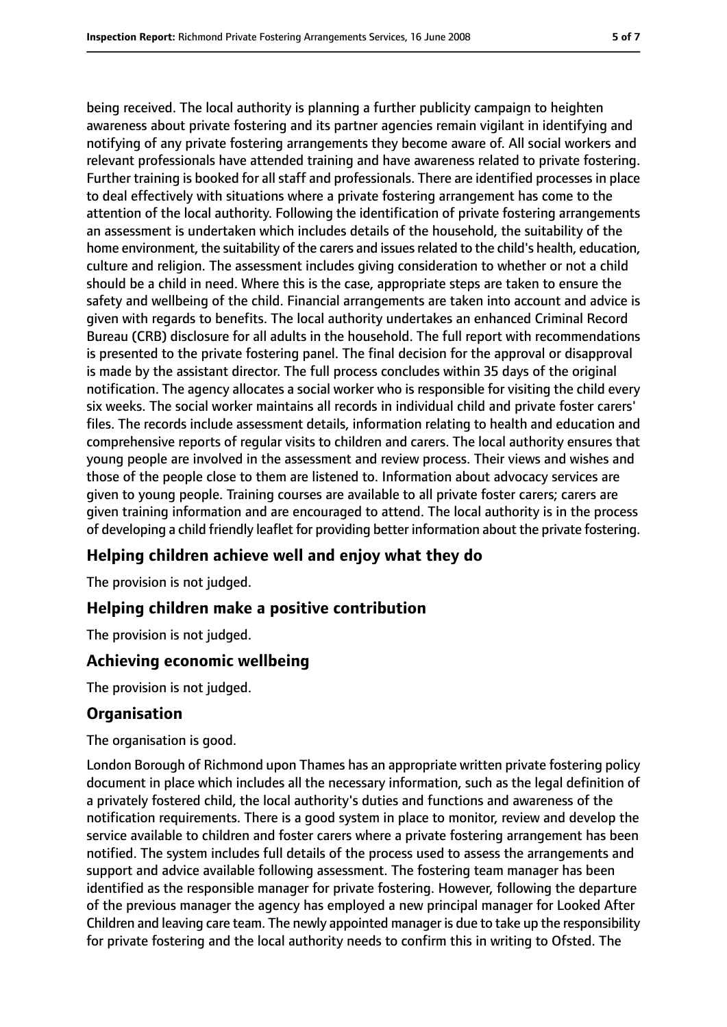being received. The local authority is planning a further publicity campaign to heighten awareness about private fostering and its partner agencies remain vigilant in identifying and notifying of any private fostering arrangements they become aware of. All social workers and relevant professionals have attended training and have awareness related to private fostering. Further training is booked for all staff and professionals. There are identified processes in place to deal effectively with situations where a private fostering arrangement has come to the attention of the local authority. Following the identification of private fostering arrangements an assessment is undertaken which includes details of the household, the suitability of the home environment, the suitability of the carers and issues related to the child's health, education, culture and religion. The assessment includes giving consideration to whether or not a child should be a child in need. Where this is the case, appropriate steps are taken to ensure the safety and wellbeing of the child. Financial arrangements are taken into account and advice is given with regards to benefits. The local authority undertakes an enhanced Criminal Record Bureau (CRB) disclosure for all adults in the household. The full report with recommendations is presented to the private fostering panel. The final decision for the approval or disapproval is made by the assistant director. The full process concludes within 35 days of the original notification. The agency allocates a social worker who is responsible for visiting the child every six weeks. The social worker maintains all records in individual child and private foster carers' files. The records include assessment details, information relating to health and education and comprehensive reports of regular visits to children and carers. The local authority ensures that young people are involved in the assessment and review process. Their views and wishes and those of the people close to them are listened to. Information about advocacy services are given to young people. Training courses are available to all private foster carers; carers are given training information and are encouraged to attend. The local authority is in the process of developing a child friendly leaflet for providing better information about the private fostering.

## Helping children achieve well and enjoy what they do

The provision is not judged.

## Helping children make a positive contribution

The provision is not judged.

## Achieving economic wellbeing

The provision is not judged.

## Organisation

The organisation is good.

London Borough of Richmond upon Thames has an appropriate written private fostering policy document in place which includes all the necessary information, such as the legal definition of a privately fostered child, the local authority's duties and functions and awareness of the notification requirements. There is a good system in place to monitor, review and develop the service available to children and foster carers where a private fostering arrangement has been notified. The system includes full details of the process used to assess the arrangements and support and advice available following assessment. The fostering team manager has been identified as the responsible manager for private fostering. However, following the departure of the previous manager the agency has employed a new principal manager for Looked After Children and leaving care team. The newly appointed manager is due to take up the responsibility for private fostering and the local authority needs to confirm this in writing to Ofsted. The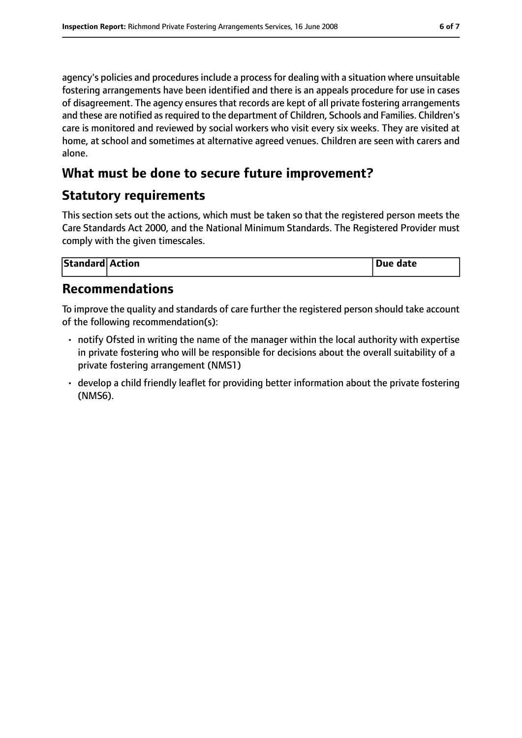agency's policies and procedures include a process for dealing with a situation where unsuitable fostering arrangements have been identified and there is an appeals procedure for use in cases of disagreement. The agency ensures that records are kept of all private fostering arrangements and these are notified as required to the department of Children, Schools and Families. Children's care is monitored and reviewed by social workers who visit every six weeks. They are visited at home, at school and sometimes at alternative agreed venues. Children are seen with carers and alone.

## What must be done to secure future improvement?

## Statutory requirements

This section sets out the actions, which must be taken so that the registered person meets the Care Standards Act 2000, and the National Minimum Standards. The Registered Provider must comply with the given timescales.

| Standard | Action | Due date |
|---|---|---|

## Recommendations

To improve the quality and standards of care further the registered person should take account of the following recommendation(s):

- notify Ofsted in writing the name of the manager within the local authority with expertise in private fostering who will be responsible for decisions about the overall suitability of a private fostering arrangement (NMS1)
- develop a child friendly leaflet for providing better information about the private fostering (NMS6).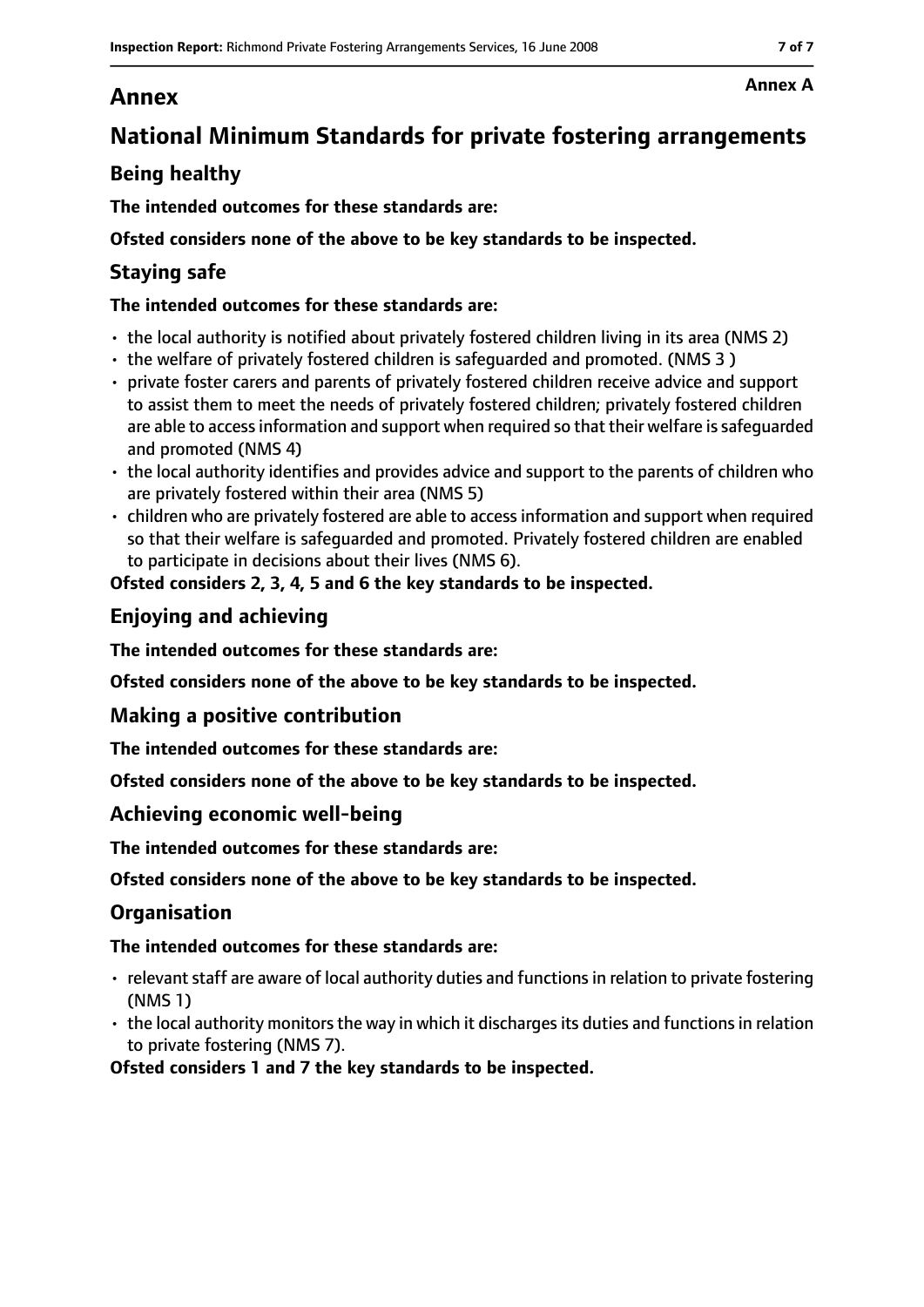# Annex

**Annex A**

## National Minimum Standards for private fostering arrangements

### Being healthy

**The intended outcomes for these standards are:**

**Ofsted considers none of the above to be key standards to be inspected.**

### Staying safe

**The intended outcomes for these standards are:**

- the local authority is notified about privately fostered children living in its area (NMS 2)
- the welfare of privately fostered children is safeguarded and promoted. (NMS 3 )
- private foster carers and parents of privately fostered children receive advice and support to assist them to meet the needs of privately fostered children; privately fostered children are able to access information and support when required so that their welfare is safeguarded and promoted (NMS 4)
- the local authority identifies and provides advice and support to the parents of children who are privately fostered within their area (NMS 5)
- children who are privately fostered are able to access information and support when required so that their welfare is safeguarded and promoted. Privately fostered children are enabled to participate in decisions about their lives (NMS 6).

**Ofsted considers 2, 3, 4, 5 and 6 the key standards to be inspected.**

### Enjoying and achieving

**The intended outcomes for these standards are:**

**Ofsted considers none of the above to be key standards to be inspected.**

### Making a positive contribution

**The intended outcomes for these standards are:**

**Ofsted considers none of the above to be key standards to be inspected.**

### Achieving economic well-being

**The intended outcomes for these standards are:**

**Ofsted considers none of the above to be key standards to be inspected.**

### Organisation

**The intended outcomes for these standards are:**

- relevant staff are aware of local authority duties and functions in relation to private fostering (NMS 1)
- the local authority monitors the way in which it discharges its duties and functions in relation to private fostering (NMS 7).

**Ofsted considers 1 and 7 the key standards to be inspected.**